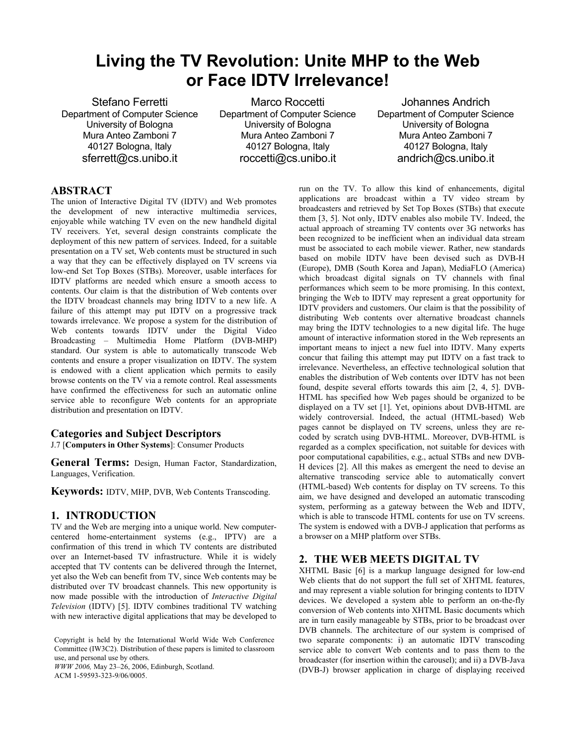# Living the TV Revolution: Unite MHP to the Web or Face IDTV Irrelevance!

Stefano Ferretti
Department of Computer Science
University of Bologna
Mura Anteo Zamboni 7
40127 Bologna, Italy
sferrett@cs.unibo.it

Marco Roccetti
Department of Computer Science
University of Bologna
Mura Anteo Zamboni 7
40127 Bologna, Italy
roccetti@cs.unibo.it

Johannes Andrich
Department of Computer Science
University of Bologna
Mura Anteo Zamboni 7
40127 Bologna, Italy
andrich@cs.unibo.it

## ABSTRACT

The union of Interactive Digital TV (IDTV) and Web promotes the development of new interactive multimedia services, enjoyable while watching TV even on the new handheld digital TV receivers. Yet, several design constraints complicate the deployment of this new pattern of services. Indeed, for a suitable presentation on a TV set, Web contents must be structured in such a way that they can be effectively displayed on TV screens via low-end Set Top Boxes (STBs). Moreover, usable interfaces for IDTV platforms are needed which ensure a smooth access to contents. Our claim is that the distribution of Web contents over the IDTV broadcast channels may bring IDTV to a new life. A failure of this attempt may put IDTV on a progressive track towards irrelevance. We propose a system for the distribution of Web contents towards IDTV under the Digital Video Broadcasting – Multimedia Home Platform (DVB-MHP) standard. Our system is able to automatically transcode Web contents and ensure a proper visualization on IDTV. The system is endowed with a client application which permits to easily browse contents on the TV via a remote control. Real assessments have confirmed the effectiveness for such an automatic online service able to reconfigure Web contents for an appropriate distribution and presentation on IDTV.

### Categories and Subject Descriptors

J.7 [**Computers in Other Systems**]: Consumer Products

**General Terms:** Design, Human Factor, Standardization, Languages, Verification.

**Keywords:** IDTV, MHP, DVB, Web Contents Transcoding.

## 1. INTRODUCTION

TV and the Web are merging into a unique world. New computer-centered home-entertainment systems (e.g., IPTV) are a confirmation of this trend in which TV contents are distributed over an Internet-based TV infrastructure. While it is widely accepted that TV contents can be delivered through the Internet, yet also the Web can benefit from TV, since Web contents may be distributed over TV broadcast channels. This new opportunity is now made possible with the introduction of *Interactive Digital Television* (IDTV) [5]. IDTV combines traditional TV watching with new interactive digital applications that may be developed to run on the TV. To allow this kind of enhancements, digital applications are broadcast within a TV video stream by broadcasters and retrieved by Set Top Boxes (STBs) that execute them [3, 5]. Not only, IDTV enables also mobile TV. Indeed, the actual approach of streaming TV contents over 3G networks has been recognized to be inefficient when an individual data stream must be associated to each mobile viewer. Rather, new standards based on mobile IDTV have been devised such as DVB-H (Europe), DMB (South Korea and Japan), MediaFLO (America) which broadcast digital signals on TV channels with final performances which seem to be more promising. In this context, bringing the Web to IDTV may represent a great opportunity for IDTV providers and customers. Our claim is that the possibility of distributing Web contents over alternative broadcast channels may bring the IDTV technologies to a new digital life. The huge amount of interactive information stored in the Web represents an important means to inject a new fuel into IDTV. Many experts concur that failing this attempt may put IDTV on a fast track to irrelevance. Nevertheless, an effective technological solution that enables the distribution of Web contents over IDTV has not been found, despite several efforts towards this aim [2, 4, 5]. DVB-HTML has specified how Web pages should be organized to be displayed on a TV set [1]. Yet, opinions about DVB-HTML are widely controversial. Indeed, the actual (HTML-based) Web pages cannot be displayed on TV screens, unless they are re-coded by scratch using DVB-HTML. Moreover, DVB-HTML is regarded as a complex specification, not suitable for devices with poor computational capabilities, e.g., actual STBs and new DVB-H devices [2]. All this makes as emergent the need to devise an alternative transcoding service able to automatically convert (HTML-based) Web contents for display on TV screens. To this aim, we have designed and developed an automatic transcoding system, performing as a gateway between the Web and IDTV, which is able to transcode HTML contents for use on TV screens. The system is endowed with a DVB-J application that performs as a browser on a MHP platform over STBs.

## 2. THE WEB MEETS DIGITAL TV

XHTML Basic [6] is a markup language designed for low-end Web clients that do not support the full set of XHTML features, and may represent a viable solution for bringing contents to IDTV devices. We developed a system able to perform an on-the-fly conversion of Web contents into XHTML Basic documents which are in turn easily manageable by STBs, prior to be broadcast over DVB channels. The architecture of our system is comprised of two separate components: i) an automatic IDTV transcoding service able to convert Web contents and to pass them to the broadcaster (for insertion within the carousel); and ii) a DVB-Java (DVB-J) browser application in charge of displaying received

Copyright is held by the International World Wide Web Conference Committee (IW3C2). Distribution of these papers is limited to classroom use, and personal use by others.
*WWW 2006,* May 23–26, 2006, Edinburgh, Scotland.
ACM 1-59593-323-9/06/0005.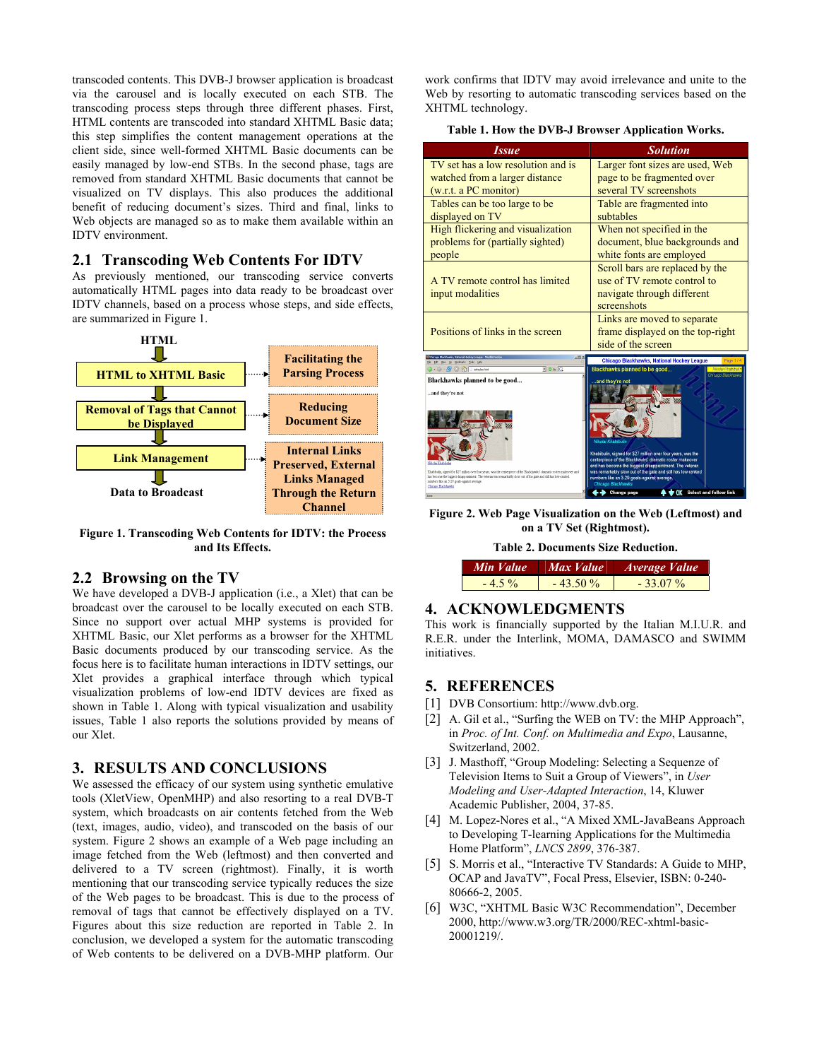transcoded contents. This DVB-J browser application is broadcast via the carousel and is locally executed on each STB. The transcoding process steps through three different phases. First, HTML contents are transcoded into standard XHTML Basic data; this step simplifies the content management operations at the client side, since well-formed XHTML Basic documents can be easily managed by low-end STBs. In the second phase, tags are removed from standard XHTML Basic documents that cannot be visualized on TV displays. This also produces the additional benefit of reducing document's sizes. Third and final, links to Web objects are managed so as to make them available within an IDTV environment.

## 2.1 Transcoding Web Contents For IDTV

As previously mentioned, our transcoding service converts automatically HTML pages into data ready to be broadcast over IDTV channels, based on a process whose steps, and side effects, are summarized in Figure 1.

HTML

HTML to XHTML Basic

Facilitating the Parsing Process

Removal of Tags that Cannot be Displayed

Reducing Document Size

Link Management

Internal Links Preserved, External Links Managed Through the Return Channel

Data to Broadcast

**Figure 1. Transcoding Web Contents for IDTV: the Process and Its Effects.**

## 2.2 Browsing on the TV

We have developed a DVB-J application (i.e., a Xlet) that can be broadcast over the carousel to be locally executed on each STB. Since no support over actual MHP systems is provided for XHTML Basic, our Xlet performs as a browser for the XHTML Basic documents produced by our transcoding service. As the focus here is to facilitate human interactions in IDTV settings, our Xlet provides a graphical interface through which typical visualization problems of low-end IDTV devices are fixed as shown in Table 1. Along with typical visualization and usability issues, Table 1 also reports the solutions provided by means of our Xlet.

# 3. RESULTS AND CONCLUSIONS

We assessed the efficacy of our system using synthetic emulative tools (XletView, OpenMHP) and also resorting to a real DVB-T system, which broadcasts on air contents fetched from the Web (text, images, audio, video), and transcoded on the basis of our system. Figure 2 shows an example of a Web page including an image fetched from the Web (leftmost) and then converted and delivered to a TV screen (rightmost). Finally, it is worth mentioning that our transcoding service typically reduces the size of the Web pages to be broadcast. This is due to the process of removal of tags that cannot be effectively displayed on a TV. Figures about this size reduction are reported in Table 2. In conclusion, we developed a system for the automatic transcoding of Web contents to be delivered on a DVB-MHP platform. Our work confirms that IDTV may avoid irrelevance and unite to the Web by resorting to automatic transcoding services based on the XHTML technology.

**Table 1. How the DVB-J Browser Application Works.**

| Issue | Solution |
| --- | --- |
| TV set has a low resolution and is watched from a larger distance (w.r.t. a PC monitor) | Larger font sizes are used, Web page to be fragmented over several TV screenshots |
| Tables can be too large to be displayed on TV | Table are fragmented into subtables |
| High flickering and visualization problems for (partially sighted) people | When not specified in the document, blue backgrounds and white fonts are employed |
| A TV remote control has limited input modalities | Scroll bars are replaced by the use of TV remote control to navigate through different screenshots |
| Positions of links in the screen | Links are moved to separate frame displayed on the top-right side of the screen |

**Figure 2. Web Page Visualization on the Web (Leftmost) and on a TV Set (Rightmost).**

**Table 2. Documents Size Reduction.**

| Min Value | Max Value | Average Value |
| --- | --- | --- |
| - 4.5 % | - 43.50 % | - 33.07 % |

# 4. ACKNOWLEDGMENTS

This work is financially supported by the Italian M.I.U.R. and R.E.R. under the Interlink, MOMA, DAMASCO and SWIMM initiatives.

# 5. REFERENCES

[1] DVB Consortium: http://www.dvb.org.

[2] A. Gil et al., "Surfing the WEB on TV: the MHP Approach", in *Proc. of Int. Conf. on Multimedia and Expo*, Lausanne, Switzerland, 2002.

[3] J. Masthoff, "Group Modeling: Selecting a Sequenze of Television Items to Suit a Group of Viewers", in *User Modeling and User-Adapted Interaction*, 14, Kluwer Academic Publisher, 2004, 37-85.

[4] M. Lopez-Nores et al., "A Mixed XML-JavaBeans Approach to Developing T-learning Applications for the Multimedia Home Platform", *LNCS 2899*, 376-387.

[5] S. Morris et al., "Interactive TV Standards: A Guide to MHP, OCAP and JavaTV", Focal Press, Elsevier, ISBN: 0-240-80666-2, 2005.

[6] W3C, "XHTML Basic W3C Recommendation", December 2000, http://www.w3.org/TR/2000/REC-xhtml-basic-20001219/.